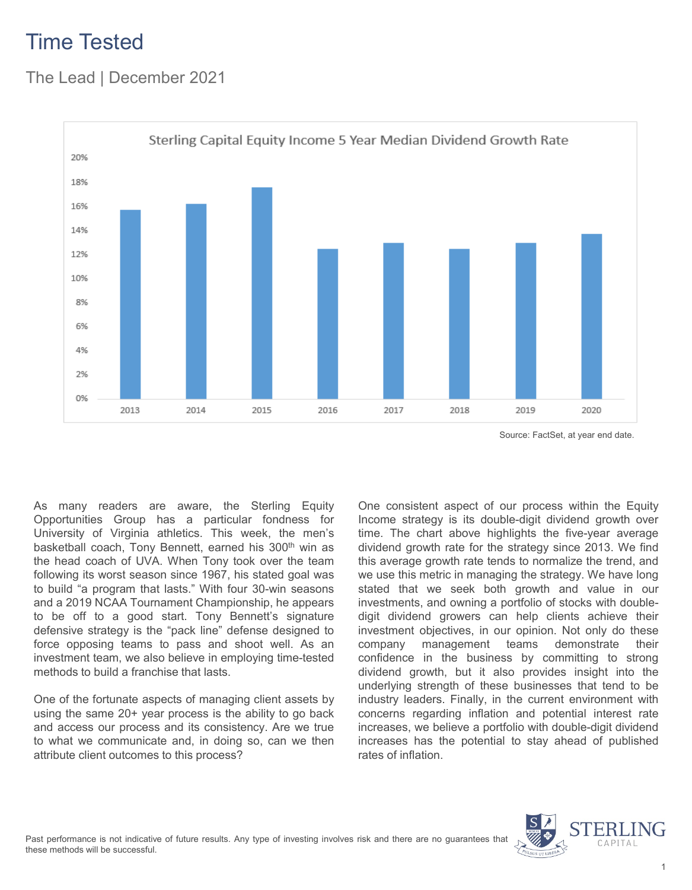# Time Tested

## The Lead | December 2021

Sterling Capital Equity Income 5 Year Median Dividend Growth Rate

Source: FactSet, at year end date.

As many readers are aware, the Sterling Equity Opportunities Group has a particular fondness for University of Virginia athletics. This week, the men's basketball coach, Tony Bennett, earned his 300th win as the head coach of UVA. When Tony took over the team following its worst season since 1967, his stated goal was to build "a program that lasts." With four 30-win seasons and a 2019 NCAA Tournament Championship, he appears to be off to a good start. Tony Bennett's signature defensive strategy is the "pack line" defense designed to force opposing teams to pass and shoot well. As an investment team, we also believe in employing time-tested methods to build a franchise that lasts.

One of the fortunate aspects of managing client assets by using the same 20+ year process is the ability to go back and access our process and its consistency. Are we true to what we communicate and, in doing so, can we then attribute client outcomes to this process?

One consistent aspect of our process within the Equity Income strategy is its double-digit dividend growth over time. The chart above highlights the five-year average dividend growth rate for the strategy since 2013. We find this average growth rate tends to normalize the trend, and we use this metric in managing the strategy. We have long stated that we seek both growth and value in our investments, and owning a portfolio of stocks with double-digit dividend growers can help clients achieve their investment objectives, in our opinion. Not only do these company management teams demonstrate their confidence in the business by committing to strong dividend growth, but it also provides insight into the underlying strength of these businesses that tend to be industry leaders. Finally, in the current environment with concerns regarding inflation and potential interest rate increases, we believe a portfolio with double-digit dividend increases has the potential to stay ahead of published rates of inflation.

Past performance is not indicative of future results. Any type of investing involves risk and there are no guarantees that these methods will be successful.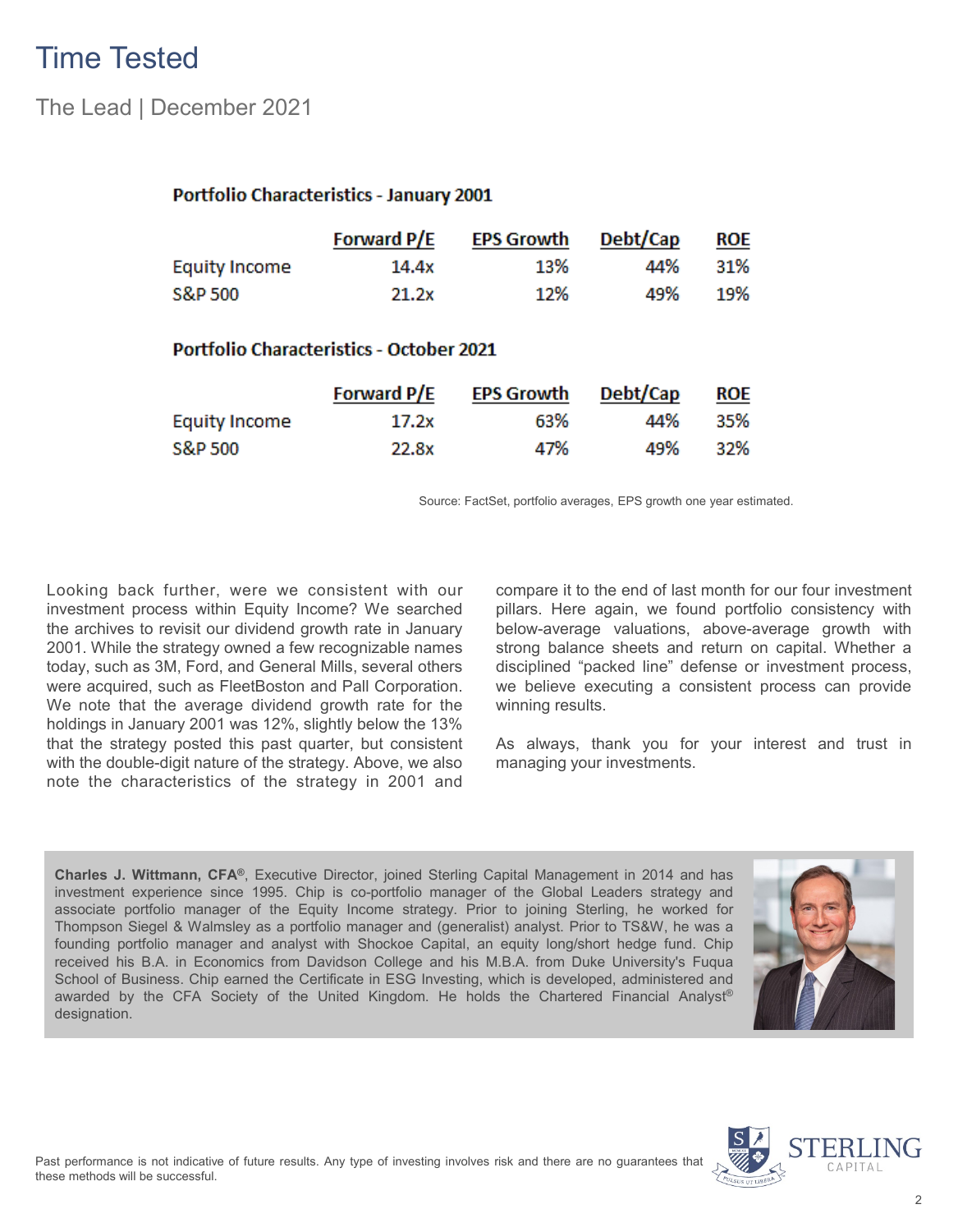# Time Tested

The Lead | December 2021

**Portfolio Characteristics - January 2001**

| | Forward P/E | EPS Growth | Debt/Cap | ROE |
|---|---|---|---|---|
| Equity Income | 14.4x | 13% | 44% | 31% |
| S&P 500 | 21.2x | 12% | 49% | 19% |

**Portfolio Characteristics - October 2021**

| | Forward P/E | EPS Growth | Debt/Cap | ROE |
|---|---|---|---|---|
| Equity Income | 17.2x | 63% | 44% | 35% |
| S&P 500 | 22.8x | 47% | 49% | 32% |

Source: FactSet, portfolio averages, EPS growth one year estimated.

Looking back further, were we consistent with our investment process within Equity Income? We searched the archives to revisit our dividend growth rate in January 2001. While the strategy owned a few recognizable names today, such as 3M, Ford, and General Mills, several others were acquired, such as FleetBoston and Pall Corporation. We note that the average dividend growth rate for the holdings in January 2001 was 12%, slightly below the 13% that the strategy posted this past quarter, but consistent with the double-digit nature of the strategy. Above, we also note the characteristics of the strategy in 2001 and compare it to the end of last month for our four investment pillars. Here again, we found portfolio consistency with below-average valuations, above-average growth with strong balance sheets and return on capital. Whether a disciplined "packed line" defense or investment process, we believe executing a consistent process can provide winning results.

As always, thank you for your interest and trust in managing your investments.

**Charles J. Wittmann, CFA®**, Executive Director, joined Sterling Capital Management in 2014 and has investment experience since 1995. Chip is co-portfolio manager of the Global Leaders strategy and associate portfolio manager of the Equity Income strategy. Prior to joining Sterling, he worked for Thompson Siegel & Walmsley as a portfolio manager and (generalist) analyst. Prior to TS&W, he was a founding portfolio manager and analyst with Shockoe Capital, an equity long/short hedge fund. Chip received his B.A. in Economics from Davidson College and his M.B.A. from Duke University's Fuqua School of Business. Chip earned the Certificate in ESG Investing, which is developed, administered and awarded by the CFA Society of the United Kingdom. He holds the Chartered Financial Analyst® designation.

Past performance is not indicative of future results. Any type of investing involves risk and there are no guarantees that these methods will be successful.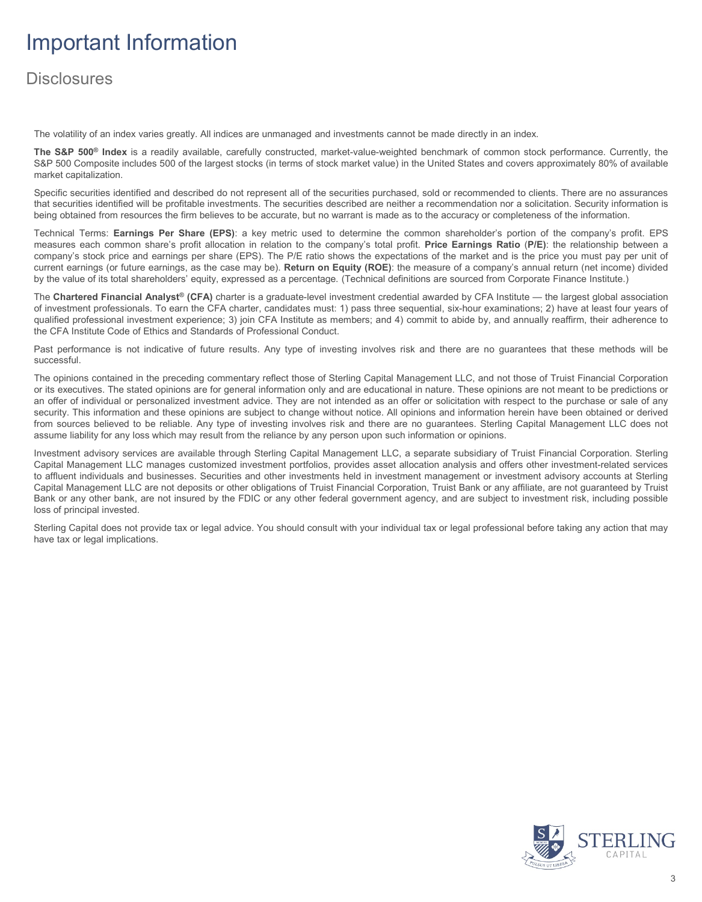# Important Information

## Disclosures

The volatility of an index varies greatly. All indices are unmanaged and investments cannot be made directly in an index.

**The S&P 500® Index** is a readily available, carefully constructed, market-value-weighted benchmark of common stock performance. Currently, the S&P 500 Composite includes 500 of the largest stocks (in terms of stock market value) in the United States and covers approximately 80% of available market capitalization.

Specific securities identified and described do not represent all of the securities purchased, sold or recommended to clients. There are no assurances that securities identified will be profitable investments. The securities described are neither a recommendation nor a solicitation. Security information is being obtained from resources the firm believes to be accurate, but no warrant is made as to the accuracy or completeness of the information.

Technical Terms: **Earnings Per Share (EPS)**: a key metric used to determine the common shareholder's portion of the company's profit. EPS measures each common share's profit allocation in relation to the company's total profit. **Price Earnings Ratio** (**P/E)**: the relationship between a company's stock price and earnings per share (EPS). The P/E ratio shows the expectations of the market and is the price you must pay per unit of current earnings (or future earnings, as the case may be). **Return on Equity (ROE)**: the measure of a company's annual return (net income) divided by the value of its total shareholders' equity, expressed as a percentage. (Technical definitions are sourced from Corporate Finance Institute.)

The **Chartered Financial Analyst® (CFA)** charter is a graduate-level investment credential awarded by CFA Institute — the largest global association of investment professionals. To earn the CFA charter, candidates must: 1) pass three sequential, six-hour examinations; 2) have at least four years of qualified professional investment experience; 3) join CFA Institute as members; and 4) commit to abide by, and annually reaffirm, their adherence to the CFA Institute Code of Ethics and Standards of Professional Conduct.

Past performance is not indicative of future results. Any type of investing involves risk and there are no guarantees that these methods will be successful.

The opinions contained in the preceding commentary reflect those of Sterling Capital Management LLC, and not those of Truist Financial Corporation or its executives. The stated opinions are for general information only and are educational in nature. These opinions are not meant to be predictions or an offer of individual or personalized investment advice. They are not intended as an offer or solicitation with respect to the purchase or sale of any security. This information and these opinions are subject to change without notice. All opinions and information herein have been obtained or derived from sources believed to be reliable. Any type of investing involves risk and there are no guarantees. Sterling Capital Management LLC does not assume liability for any loss which may result from the reliance by any person upon such information or opinions.

Investment advisory services are available through Sterling Capital Management LLC, a separate subsidiary of Truist Financial Corporation. Sterling Capital Management LLC manages customized investment portfolios, provides asset allocation analysis and offers other investment-related services to affluent individuals and businesses. Securities and other investments held in investment management or investment advisory accounts at Sterling Capital Management LLC are not deposits or other obligations of Truist Financial Corporation, Truist Bank or any affiliate, are not guaranteed by Truist Bank or any other bank, are not insured by the FDIC or any other federal government agency, and are subject to investment risk, including possible loss of principal invested.

Sterling Capital does not provide tax or legal advice. You should consult with your individual tax or legal professional before taking any action that may have tax or legal implications.